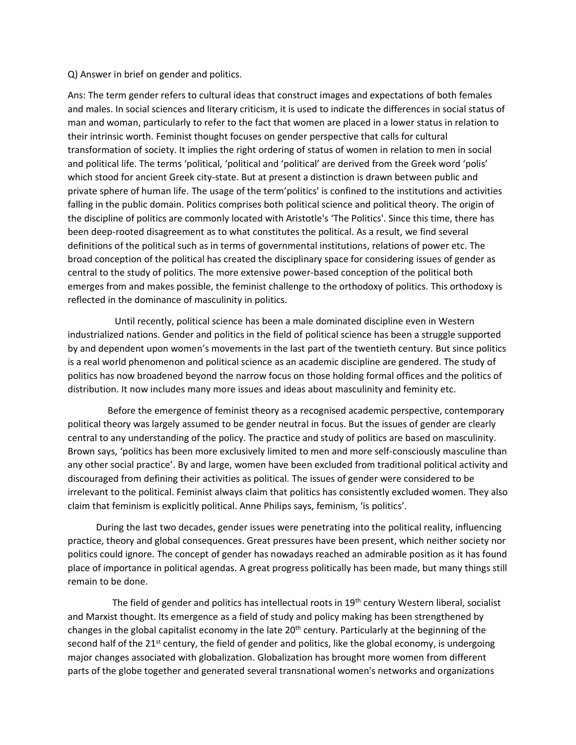Q) Answer in brief on gender and politics.

Ans: The term gender refers to cultural ideas that construct images and expectations of both females and males. In social sciences and literary criticism, it is used to indicate the differences in social status of man and woman, particularly to refer to the fact that women are placed in a lower status in relation to their intrinsic worth. Feminist thought focuses on gender perspective that calls for cultural transformation of society. It implies the right ordering of status of women in relation to men in social and political life. The terms 'political, 'political and 'political' are derived from the Greek word 'polis' which stood for ancient Greek city-state. But at present a distinction is drawn between public and private sphere of human life. The usage of the term'politics' is confined to the institutions and activities falling in the public domain. Politics comprises both political science and political theory. The origin of the discipline of politics are commonly located with Aristotle's 'The Politics'. Since this time, there has been deep-rooted disagreement as to what constitutes the political. As a result, we find several definitions of the political such as in terms of governmental institutions, relations of power etc. The broad conception of the political has created the disciplinary space for considering issues of gender as central to the study of politics. The more extensive power-based conception of the political both emerges from and makes possible, the feminist challenge to the orthodoxy of politics. This orthodoxy is reflected in the dominance of masculinity in politics.

Until recently, political science has been a male dominated discipline even in Western industrialized nations. Gender and politics in the field of political science has been a struggle supported by and dependent upon women's movements in the last part of the twentieth century. But since politics is a real world phenomenon and political science as an academic discipline are gendered. The study of politics has now broadened beyond the narrow focus on those holding formal offices and the politics of distribution. It now includes many more issues and ideas about masculinity and feminity etc.

Before the emergence of feminist theory as a recognised academic perspective, contemporary political theory was largely assumed to be gender neutral in focus. But the issues of gender are clearly central to any understanding of the policy. The practice and study of politics are based on masculinity. Brown says, 'politics has been more exclusively limited to men and more self-consciously masculine than any other social practice'. By and large, women have been excluded from traditional political activity and discouraged from defining their activities as political. The issues of gender were considered to be irrelevant to the political. Feminist always claim that politics has consistently excluded women. They also claim that feminism is explicitly political. Anne Philips says, feminism, 'is politics'.

During the last two decades, gender issues were penetrating into the political reality, influencing practice, theory and global consequences. Great pressures have been present, which neither society nor politics could ignore. The concept of gender has nowadays reached an admirable position as it has found place of importance in political agendas. A great progress politically has been made, but many things still remain to be done.

The field of gender and politics has intellectual roots in 19th century Western liberal, socialist and Marxist thought. Its emergence as a field of study and policy making has been strengthened by changes in the global capitalist economy in the late 20th century. Particularly at the beginning of the second half of the 21st century, the field of gender and politics, like the global economy, is undergoing major changes associated with globalization. Globalization has brought more women from different parts of the globe together and generated several transnational women's networks and organizations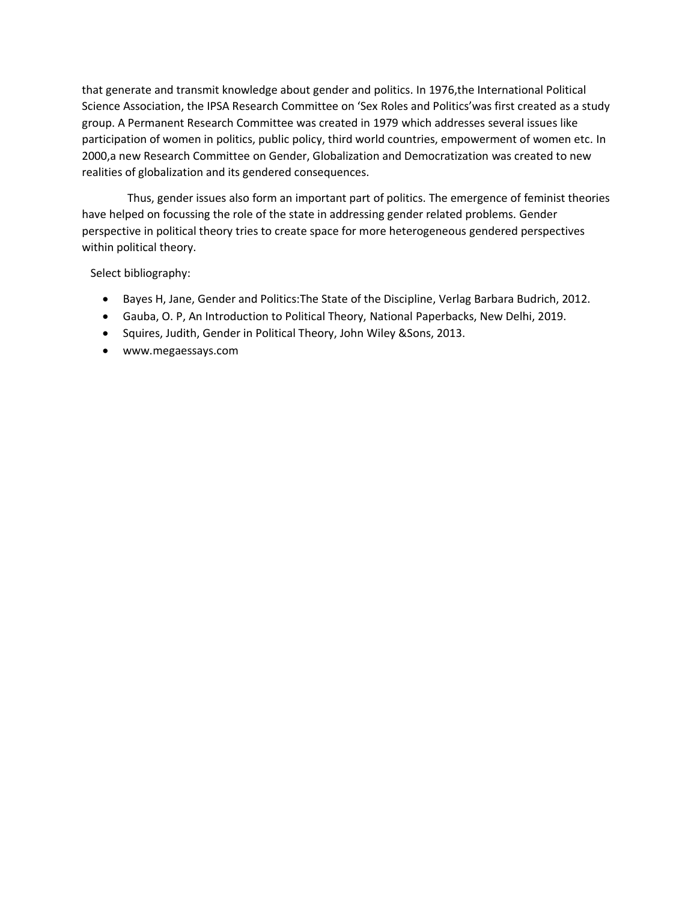that generate and transmit knowledge about gender and politics. In 1976,the International Political Science Association, the IPSA Research Committee on 'Sex Roles and Politics'was first created as a study group. A Permanent Research Committee was created in 1979 which addresses several issues like participation of women in politics, public policy, third world countries, empowerment of women etc. In 2000,a new Research Committee on Gender, Globalization and Democratization was created to new realities of globalization and its gendered consequences.

Thus, gender issues also form an important part of politics. The emergence of feminist theories have helped on focussing the role of the state in addressing gender related problems. Gender perspective in political theory tries to create space for more heterogeneous gendered perspectives within political theory.

Select bibliography:

- Bayes H, Jane, Gender and Politics:The State of the Discipline, Verlag Barbara Budrich, 2012.
- Gauba, O. P, An Introduction to Political Theory, National Paperbacks, New Delhi, 2019.
- Squires, Judith, Gender in Political Theory, John Wiley &Sons, 2013.
- www.megaessays.com